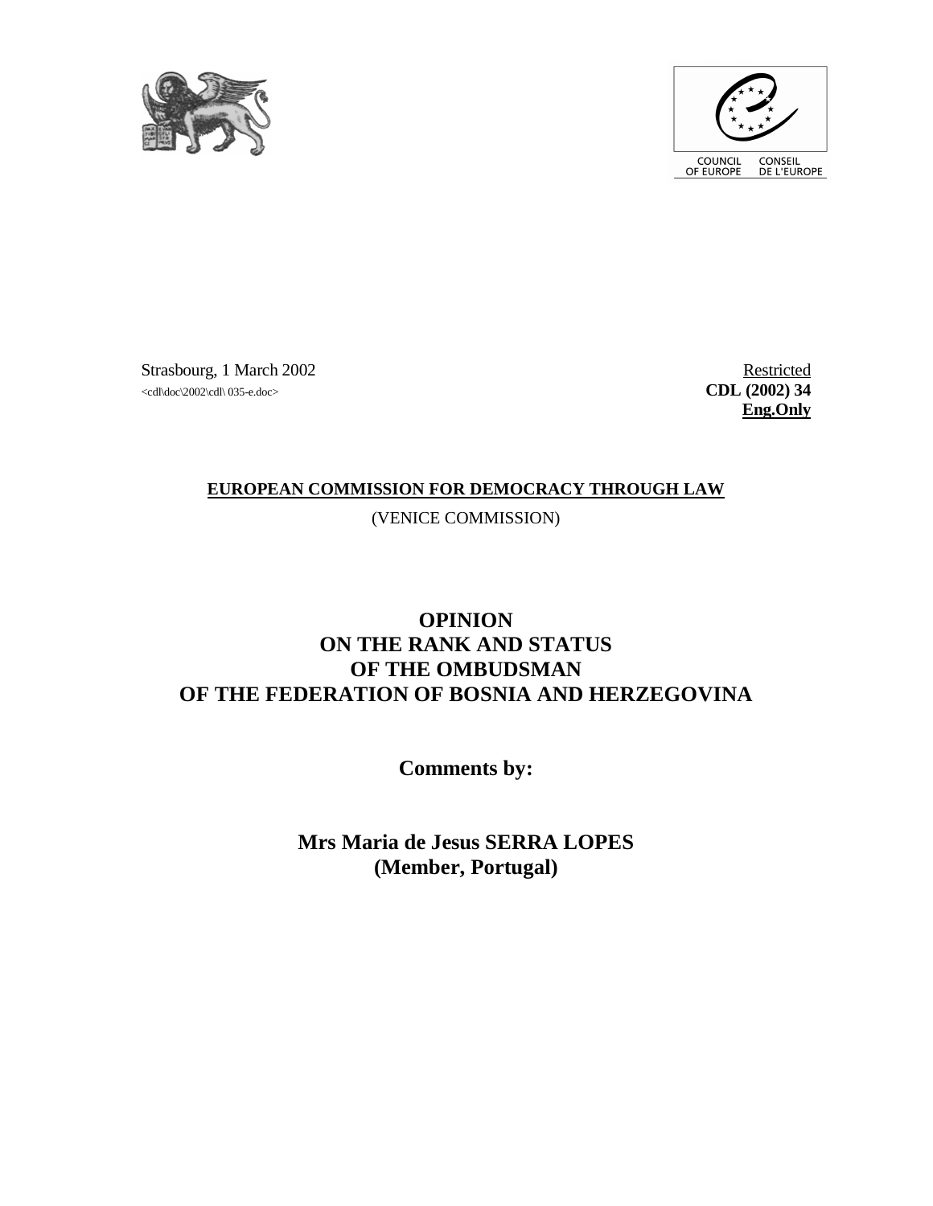Strasbourg, 1 March 2002

<cdl\doc\2002\cdl\ 035-e.doc>

Restricted

**CDL (2002) 34**

**Eng.Only**

**EUROPEAN COMMISSION FOR DEMOCRACY THROUGH LAW**

(VENICE COMMISSION)

# OPINION ON THE RANK AND STATUS OF THE OMBUDSMAN OF THE FEDERATION OF BOSNIA AND HERZEGOVINA

**Comments by:**

**Mrs Maria de Jesus SERRA LOPES (Member, Portugal)**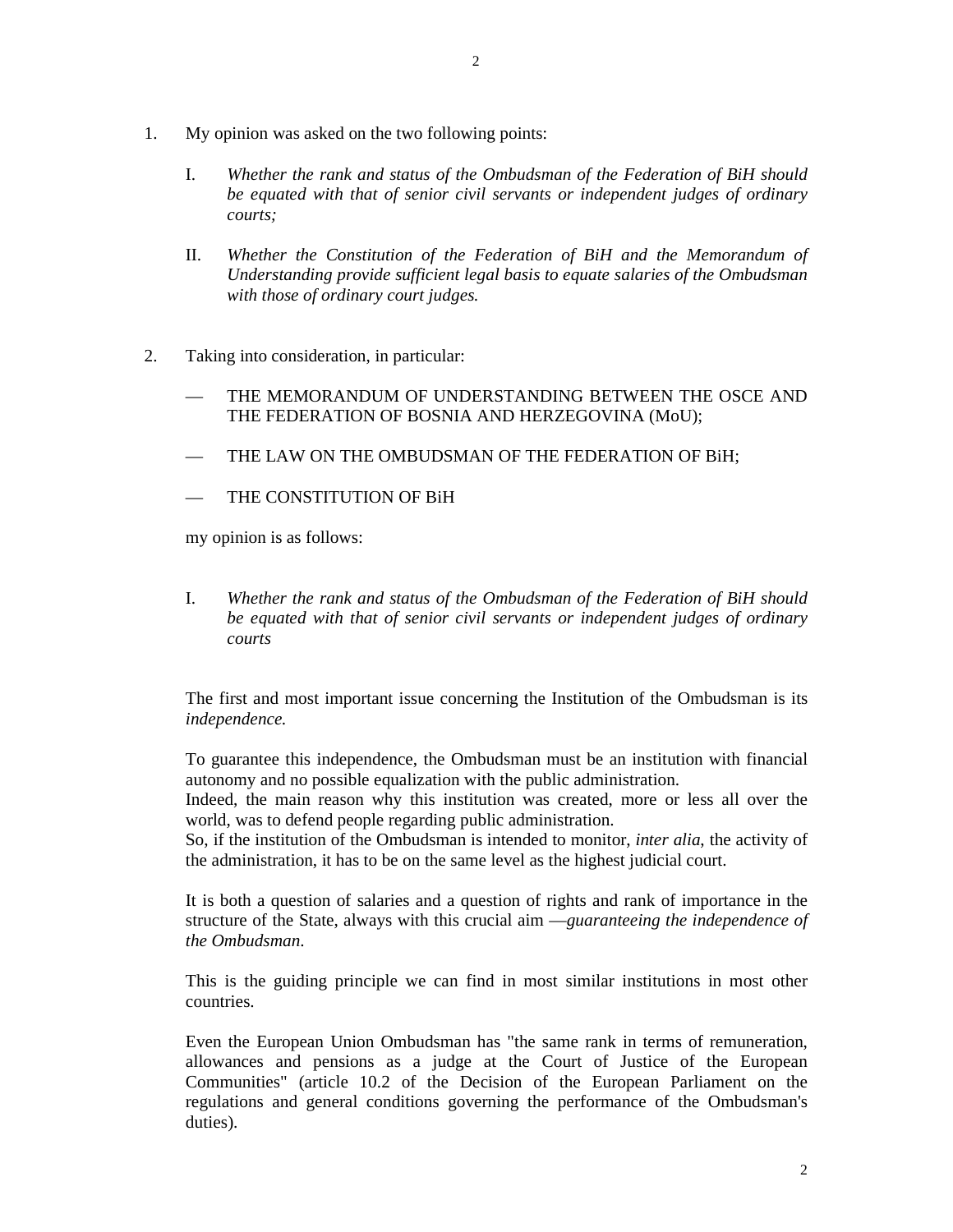1. My opinion was asked on the two following points:

   I. *Whether the rank and status of the Ombudsman of the Federation of BiH should be equated with that of senior civil servants or independent judges of ordinary courts;*

   II. *Whether the Constitution of the Federation of BiH and the Memorandum of Understanding provide sufficient legal basis to equate salaries of the Ombudsman with those of ordinary court judges.*

2. Taking into consideration, in particular:

   — THE MEMORANDUM OF UNDERSTANDING BETWEEN THE OSCE AND THE FEDERATION OF BOSNIA AND HERZEGOVINA (MoU);

   — THE LAW ON THE OMBUDSMAN OF THE FEDERATION OF BiH;

   — THE CONSTITUTION OF BiH

   my opinion is as follows:

   I. *Whether the rank and status of the Ombudsman of the Federation of BiH should be equated with that of senior civil servants or independent judges of ordinary courts*

   The first and most important issue concerning the Institution of the Ombudsman is its *independence.*

   To guarantee this independence, the Ombudsman must be an institution with financial autonomy and no possible equalization with the public administration.
   Indeed, the main reason why this institution was created, more or less all over the world, was to defend people regarding public administration.
   So, if the institution of the Ombudsman is intended to monitor, *inter alia*, the activity of the administration, it has to be on the same level as the highest judicial court.

   It is both a question of salaries and a question of rights and rank of importance in the structure of the State, always with this crucial aim —*guaranteeing the independence of the Ombudsman*.

   This is the guiding principle we can find in most similar institutions in most other countries.

   Even the European Union Ombudsman has "the same rank in terms of remuneration, allowances and pensions as a judge at the Court of Justice of the European Communities" (article 10.2 of the Decision of the European Parliament on the regulations and general conditions governing the performance of the Ombudsman's duties).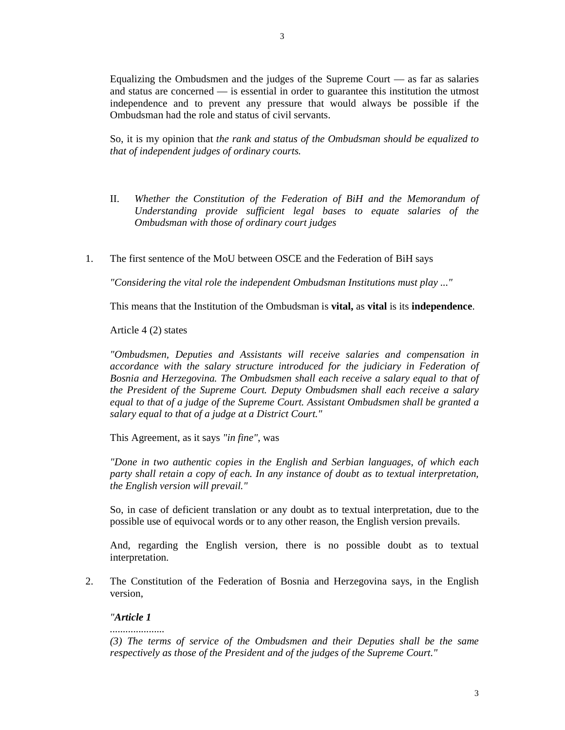Equalizing the Ombudsmen and the judges of the Supreme Court — as far as salaries and status are concerned — is essential in order to guarantee this institution the utmost independence and to prevent any pressure that would always be possible if the Ombudsman had the role and status of civil servants.

So, it is my opinion that *the rank and status of the Ombudsman should be equalized to that of independent judges of ordinary courts.*

II. *Whether the Constitution of the Federation of BiH and the Memorandum of Understanding provide sufficient legal bases to equate salaries of the Ombudsman with those of ordinary court judges*

1. The first sentence of the MoU between OSCE and the Federation of BiH says

   *"Considering the vital role the independent Ombudsman Institutions must play ..."*

   This means that the Institution of the Ombudsman is **vital,** as **vital** is its **independence**.

   Article 4 (2) states

   *"Ombudsmen, Deputies and Assistants will receive salaries and compensation in accordance with the salary structure introduced for the judiciary in Federation of Bosnia and Herzegovina. The Ombudsmen shall each receive a salary equal to that of the President of the Supreme Court. Deputy Ombudsmen shall each receive a salary equal to that of a judge of the Supreme Court. Assistant Ombudsmen shall be granted a salary equal to that of a judge at a District Court."*

   This Agreement, as it says *"in fine"*, was

   *"Done in two authentic copies in the English and Serbian languages, of which each party shall retain a copy of each. In any instance of doubt as to textual interpretation, the English version will prevail."*

   So, in case of deficient translation or any doubt as to textual interpretation, due to the possible use of equivocal words or to any other reason, the English version prevails.

   And, regarding the English version, there is no possible doubt as to textual interpretation.

2. The Constitution of the Federation of Bosnia and Herzegovina says, in the English version,

   ***"Article 1***
   .....................
   *(3) The terms of service of the Ombudsmen and their Deputies shall be the same respectively as those of the President and of the judges of the Supreme Court."*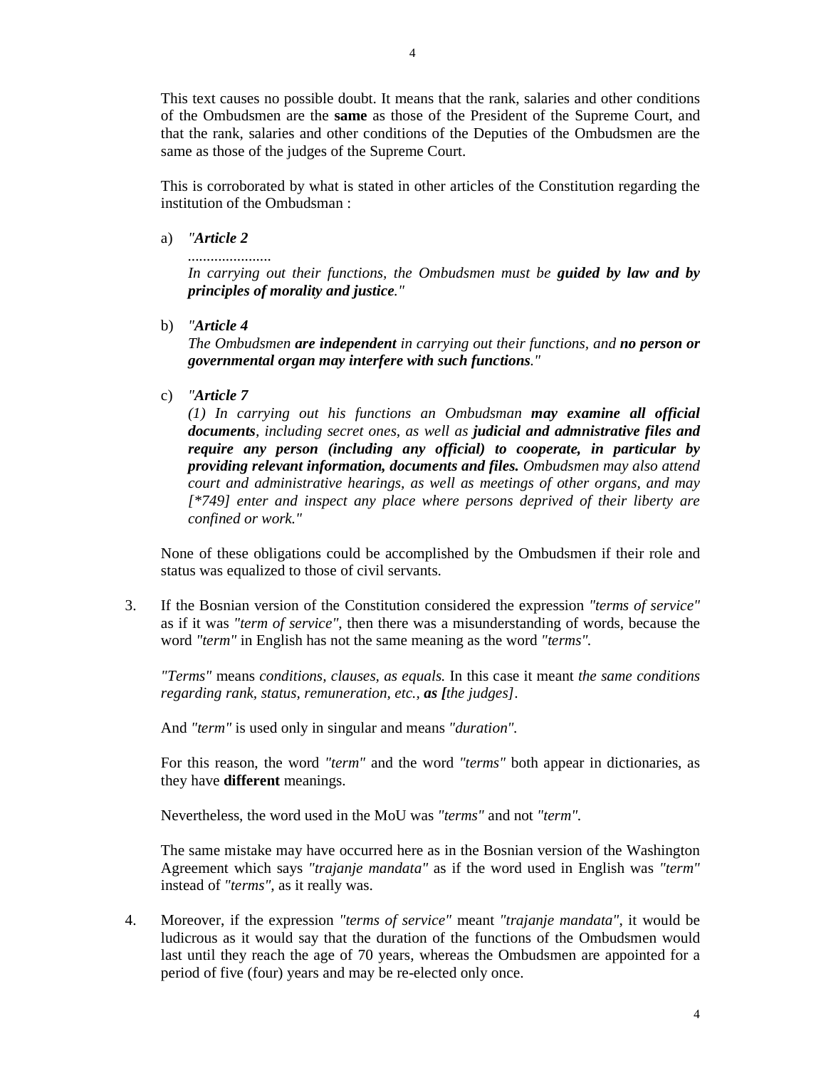This text causes no possible doubt. It means that the rank, salaries and other conditions of the Ombudsmen are the **same** as those of the President of the Supreme Court, and that the rank, salaries and other conditions of the Deputies of the Ombudsmen are the same as those of the judges of the Supreme Court.

This is corroborated by what is stated in other articles of the Constitution regarding the institution of the Ombudsman :

a) *"**Article 2***
*......................*
*In carrying out their functions, the Ombudsmen must be **guided by law and by principles of morality and justice**."*

b) *"**Article 4***
*The Ombudsmen **are independent** in carrying out their functions, and **no person or governmental organ may interfere with such functions**."*

c) *"**Article 7***
*(1) In carrying out his functions an Ombudsman **may examine all official documents**, including secret ones, as well as **judicial and admnistrative files and require any person (including any official) to cooperate, in particular by providing relevant information, documents and files.** Ombudsmen may also attend court and administrative hearings, as well as meetings of other organs, and may [*749] enter and inspect any place where persons deprived of their liberty are confined or work."*

None of these obligations could be accomplished by the Ombudsmen if their role and status was equalized to those of civil servants.

3. If the Bosnian version of the Constitution considered the expression *"terms of service"* as if it was *"term of service"*, then there was a misunderstanding of words, because the word *"term"* in English has not the same meaning as the word *"terms"*.

   *"Terms"* means *conditions, clauses, as equals.* In this case it meant *the same conditions regarding rank, status, remuneration, etc.,* ***as [****the judges]*.

   And *"term"* is used only in singular and means *"duration"*.

   For this reason, the word *"term"* and the word *"terms"* both appear in dictionaries, as they have **different** meanings.

   Nevertheless, the word used in the MoU was *"terms"* and not *"term"*.

   The same mistake may have occurred here as in the Bosnian version of the Washington Agreement which says *"trajanje mandata"* as if the word used in English was *"term"* instead of *"terms"*, as it really was.

4. Moreover, if the expression *"terms of service"* meant *"trajanje mandata"*, it would be ludicrous as it would say that the duration of the functions of the Ombudsmen would last until they reach the age of 70 years, whereas the Ombudsmen are appointed for a period of five (four) years and may be re-elected only once.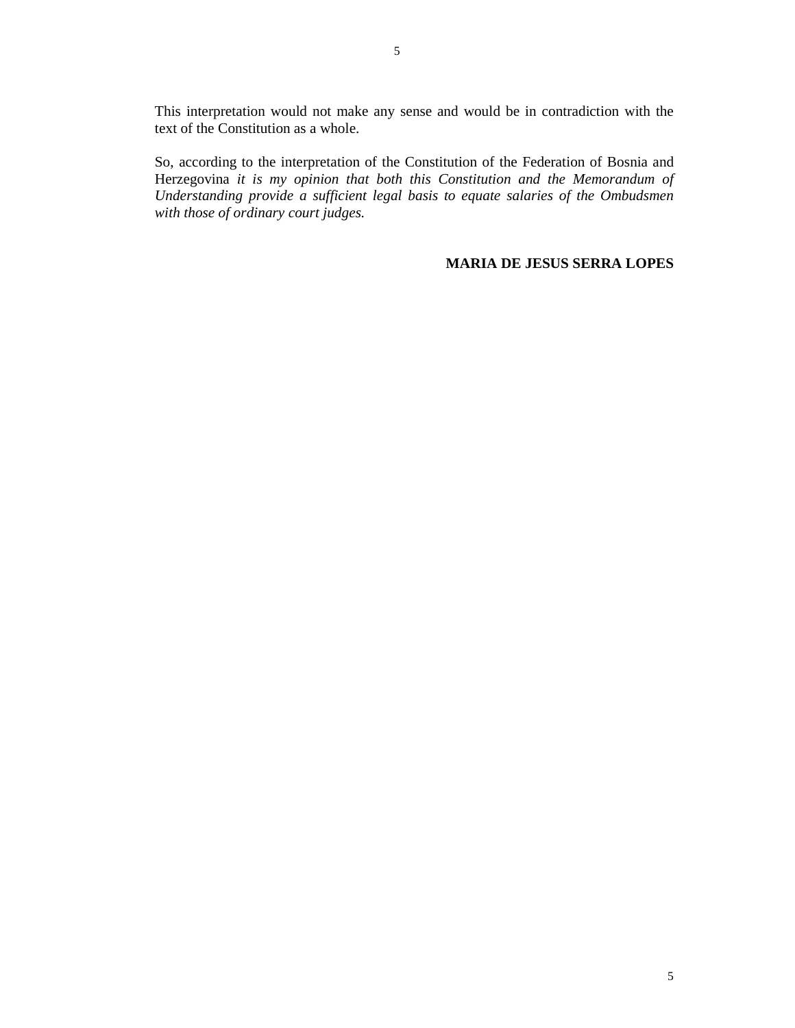This interpretation would not make any sense and would be in contradiction with the text of the Constitution as a whole.

So, according to the interpretation of the Constitution of the Federation of Bosnia and Herzegovina *it is my opinion that both this Constitution and the Memorandum of Understanding provide a sufficient legal basis to equate salaries of the Ombudsmen with those of ordinary court judges.*

**MARIA DE JESUS SERRA LOPES**